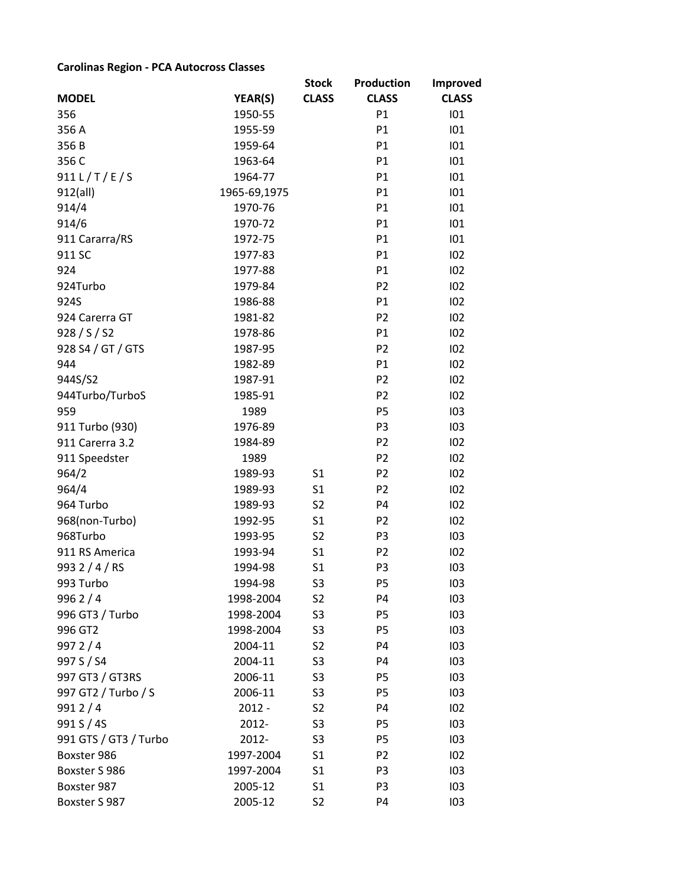**Carolinas Region - PCA Autocross Classes**

| MODEL | YEAR(S) | Stock CLASS | Production CLASS | Improved CLASS |
|---|---|---|---|---|
| 356 | 1950-55 | | P1 | I01 |
| 356 A | 1955-59 | | P1 | I01 |
| 356 B | 1959-64 | | P1 | I01 |
| 356 C | 1963-64 | | P1 | I01 |
| 911 L / T / E / S | 1964-77 | | P1 | I01 |
| 912(all) | 1965-69,1975 | | P1 | I01 |
| 914/4 | 1970-76 | | P1 | I01 |
| 914/6 | 1970-72 | | P1 | I01 |
| 911 Cararra/RS | 1972-75 | | P1 | I01 |
| 911 SC | 1977-83 | | P1 | I02 |
| 924 | 1977-88 | | P1 | I02 |
| 924Turbo | 1979-84 | | P2 | I02 |
| 924S | 1986-88 | | P1 | I02 |
| 924 Carerra GT | 1981-82 | | P2 | I02 |
| 928 / S / S2 | 1978-86 | | P1 | I02 |
| 928 S4 / GT / GTS | 1987-95 | | P2 | I02 |
| 944 | 1982-89 | | P1 | I02 |
| 944S/S2 | 1987-91 | | P2 | I02 |
| 944Turbo/TurboS | 1985-91 | | P2 | I02 |
| 959 | 1989 | | P5 | I03 |
| 911 Turbo (930) | 1976-89 | | P3 | I03 |
| 911 Carerra 3.2 | 1984-89 | | P2 | I02 |
| 911 Speedster | 1989 | | P2 | I02 |
| 964/2 | 1989-93 | S1 | P2 | I02 |
| 964/4 | 1989-93 | S1 | P2 | I02 |
| 964 Turbo | 1989-93 | S2 | P4 | I02 |
| 968(non-Turbo) | 1992-95 | S1 | P2 | I02 |
| 968Turbo | 1993-95 | S2 | P3 | I03 |
| 911 RS America | 1993-94 | S1 | P2 | I02 |
| 993 2 / 4 / RS | 1994-98 | S1 | P3 | I03 |
| 993 Turbo | 1994-98 | S3 | P5 | I03 |
| 996 2 / 4 | 1998-2004 | S2 | P4 | I03 |
| 996 GT3 / Turbo | 1998-2004 | S3 | P5 | I03 |
| 996 GT2 | 1998-2004 | S3 | P5 | I03 |
| 997 2 / 4 | 2004-11 | S2 | P4 | I03 |
| 997 S / S4 | 2004-11 | S3 | P4 | I03 |
| 997 GT3 / GT3RS | 2006-11 | S3 | P5 | I03 |
| 997 GT2 / Turbo / S | 2006-11 | S3 | P5 | I03 |
| 991 2 / 4 | 2012 - | S2 | P4 | I02 |
| 991 S / 4S | 2012- | S3 | P5 | I03 |
| 991 GTS / GT3 / Turbo | 2012- | S3 | P5 | I03 |
| Boxster 986 | 1997-2004 | S1 | P2 | I02 |
| Boxster S 986 | 1997-2004 | S1 | P3 | I03 |
| Boxster 987 | 2005-12 | S1 | P3 | I03 |
| Boxster S 987 | 2005-12 | S2 | P4 | I03 |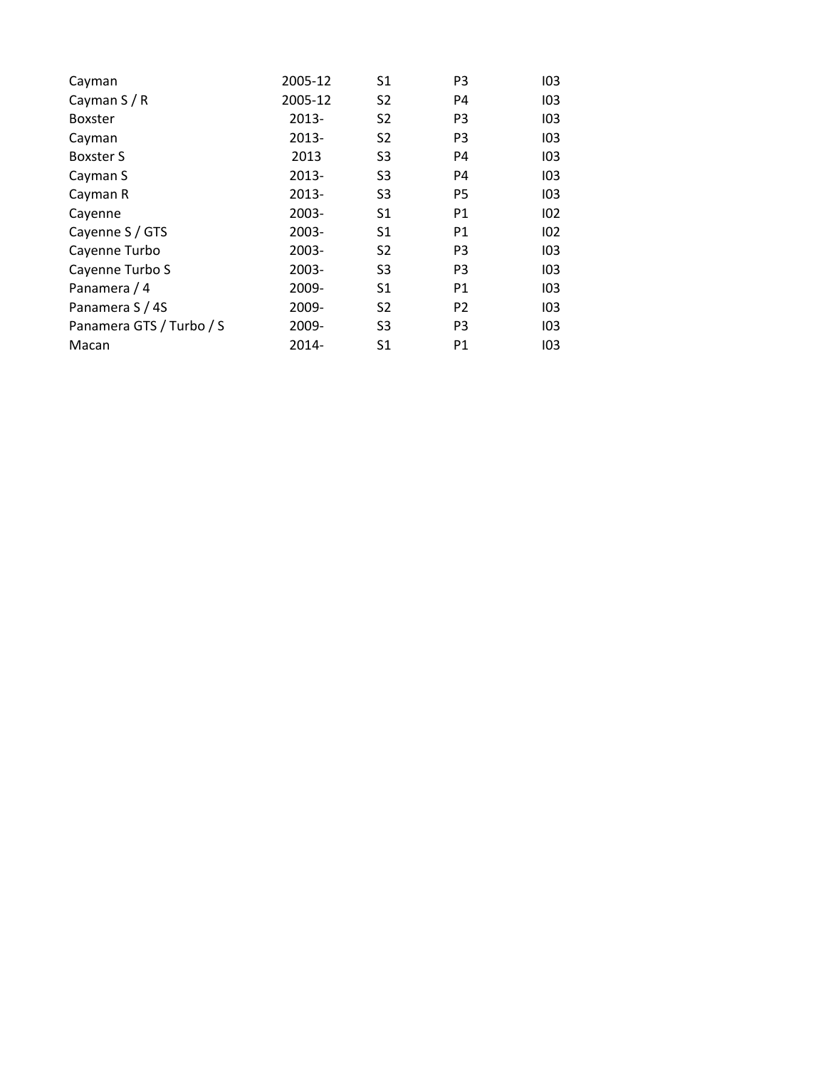| | | | | |
|---|---|---|---|---|
| Cayman | 2005-12 | S1 | P3 | I03 |
| Cayman S / R | 2005-12 | S2 | P4 | I03 |
| Boxster | 2013- | S2 | P3 | I03 |
| Cayman | 2013- | S2 | P3 | I03 |
| Boxster S | 2013 | S3 | P4 | I03 |
| Cayman S | 2013- | S3 | P4 | I03 |
| Cayman R | 2013- | S3 | P5 | I03 |
| Cayenne | 2003- | S1 | P1 | I02 |
| Cayenne S / GTS | 2003- | S1 | P1 | I02 |
| Cayenne Turbo | 2003- | S2 | P3 | I03 |
| Cayenne Turbo S | 2003- | S3 | P3 | I03 |
| Panamera / 4 | 2009- | S1 | P1 | I03 |
| Panamera S / 4S | 2009- | S2 | P2 | I03 |
| Panamera GTS / Turbo / S | 2009- | S3 | P3 | I03 |
| Macan | 2014- | S1 | P1 | I03 |